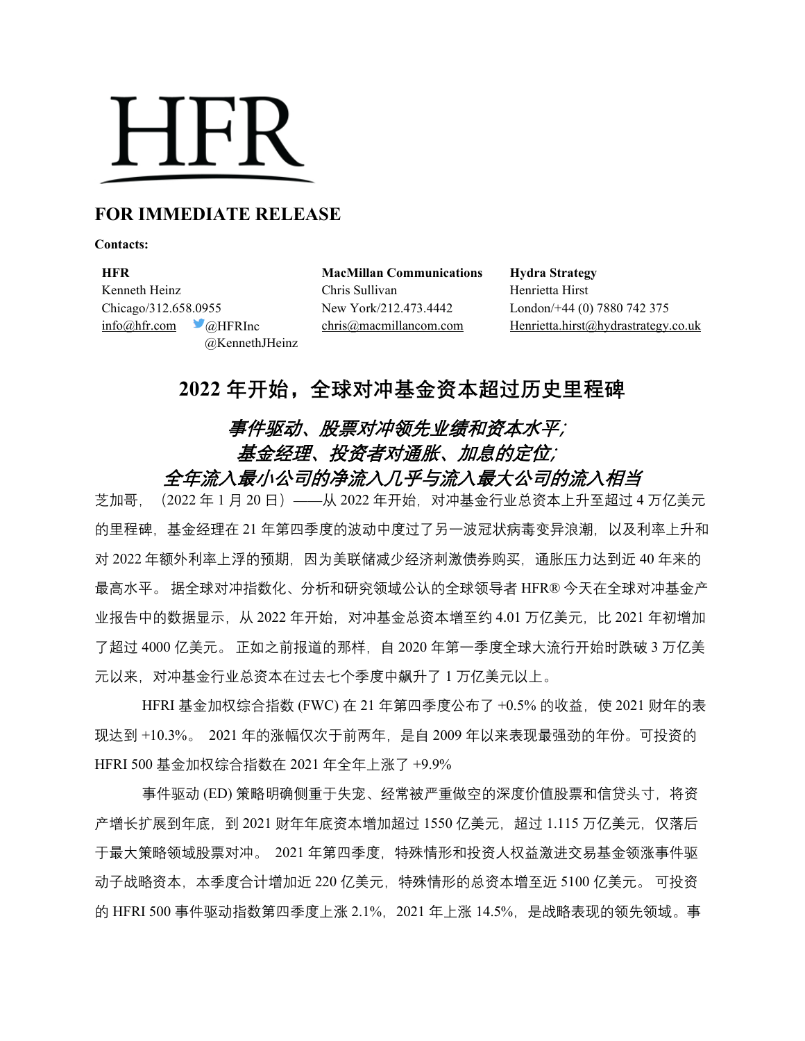HFR

**FOR IMMEDIATE RELEASE**

**Contacts:**

| **HFR** | **MacMillan Communications** | **Hydra Strategy** |
|---|---|---|
| Kenneth Heinz | Chris Sullivan | Henrietta Hirst |
| Chicago/312.658.0955 | New York/212.473.4442 | London/+44 (0) 7880 742 375 |
| info@hfr.com @HFRInc @KennethJHeinz | chris@macmillancom.com | Henrietta.hirst@hydrastrategy.co.uk |

# 2022 年开始，全球对冲基金资本超过历史里程碑

## *事件驱动、股票对冲领先业绩和资本水平；*
## *基金经理、投资者对通胀、加息的定位；*
## *全年流入最小公司的净流入几乎与流入最大公司的流入相当*

芝加哥，（2022 年 1 月 20 日）——从 2022 年开始，对冲基金行业总资本上升至超过 4 万亿美元的里程碑，基金经理在 21 年第四季度的波动中度过了另一波冠状病毒变异浪潮，以及利率上升和对 2022 年额外利率上浮的预期，因为美联储减少经济刺激债券购买，通胀压力达到近 40 年来的最高水平。 据全球对冲指数化、分析和研究领域公认的全球领导者 HFR® 今天在全球对冲基金产业报告中的数据显示，从 2022 年开始，对冲基金总资本增至约 4.01 万亿美元，比 2021 年初增加了超过 4000 亿美元。 正如之前报道的那样，自 2020 年第一季度全球大流行开始时跌破 3 万亿美元以来，对冲基金行业总资本在过去七个季度中飙升了 1 万亿美元以上。

HFRI 基金加权综合指数 (FWC) 在 21 年第四季度公布了 +0.5% 的收益，使 2021 财年的表现达到 +10.3%。 2021 年的涨幅仅次于前两年，是自 2009 年以来表现最强劲的年份。可投资的 HFRI 500 基金加权综合指数在 2021 年全年上涨了 +9.9%

事件驱动 (ED) 策略明确侧重于失宠、经常被严重做空的深度价值股票和信贷头寸，将资产增长扩展到年底，到 2021 财年年底资本增加超过 1550 亿美元，超过 1.115 万亿美元，仅落后于最大策略领域股票对冲。 2021 年第四季度，特殊情形和投资人权益激进交易基金领涨事件驱动子战略资本，本季度合计增加近 220 亿美元，特殊情形的总资本增至近 5100 亿美元。 可投资的 HFRI 500 事件驱动指数第四季度上涨 2.1%，2021 年上涨 14.5%，是战略表现的领先领域。事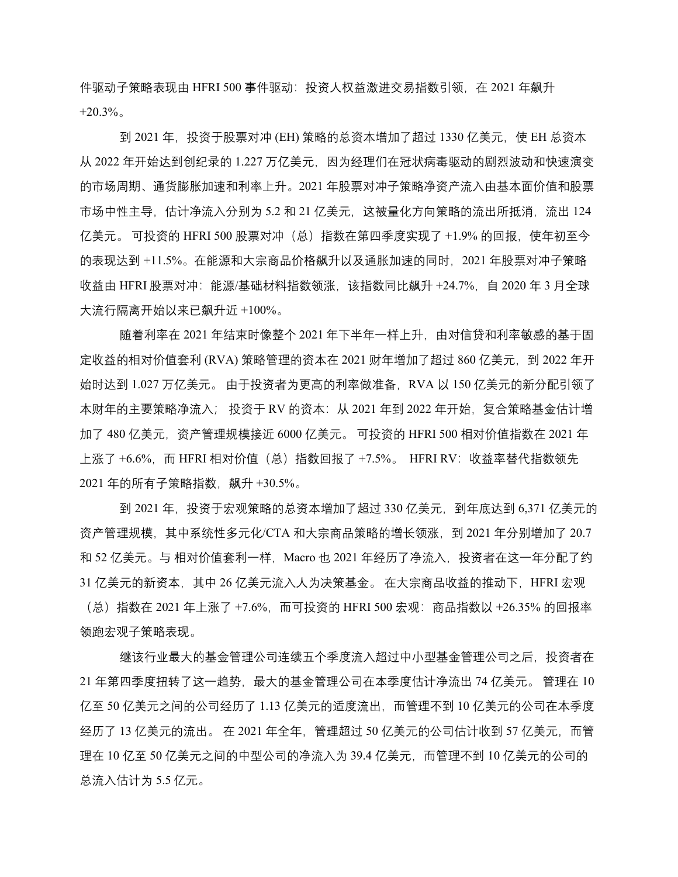件驱动子策略表现由 HFRI 500 事件驱动：投资人权益激进交易指数引领，在 2021 年飙升 +20.3%。

到 2021 年，投资于股票对冲 (EH) 策略的总资本增加了超过 1330 亿美元，使 EH 总资本从 2022 年开始达到创纪录的 1.227 万亿美元，因为经理们在冠状病毒驱动的剧烈波动和快速演变的市场周期、通货膨胀加速和利率上升。2021 年股票对冲子策略净资产流入由基本面价值和股票市场中性主导，估计净流入分别为 5.2 和 21 亿美元，这被量化方向策略的流出所抵消，流出 124 亿美元。 可投资的 HFRI 500 股票对冲（总）指数在第四季度实现了 +1.9% 的回报，使年初至今的表现达到 +11.5%。在能源和大宗商品价格飙升以及通胀加速的同时，2021 年股票对冲子策略收益由 HFRI 股票对冲：能源/基础材料指数领涨，该指数同比飙升 +24.7%，自 2020 年 3 月全球大流行隔离开始以来已飙升近 +100%。

随着利率在 2021 年结束时像整个 2021 年下半年一样上升，由对信贷和利率敏感的基于固定收益的相对价值套利 (RVA) 策略管理的资本在 2021 财年增加了超过 860 亿美元，到 2022 年开始时达到 1.027 万亿美元。 由于投资者为更高的利率做准备，RVA 以 150 亿美元的新分配引领了本财年的主要策略净流入； 投资于 RV 的资本：从 2021 年到 2022 年开始，复合策略基金估计增加了 480 亿美元，资产管理规模接近 6000 亿美元。 可投资的 HFRI 500 相对价值指数在 2021 年上涨了 +6.6%，而 HFRI 相对价值（总）指数回报了 +7.5%。 HFRI RV：收益率替代指数领先 2021 年的所有子策略指数，飙升 +30.5%。

到 2021 年，投资于宏观策略的总资本增加了超过 330 亿美元，到年底达到 6,371 亿美元的资产管理规模，其中系统性多元化/CTA 和大宗商品策略的增长领涨，到 2021 年分别增加了 20.7 和 52 亿美元。与 相对价值套利一样，Macro 也 2021 年经历了净流入，投资者在这一年分配了约 31 亿美元的新资本，其中 26 亿美元流入人为决策基金。 在大宗商品收益的推动下，HFRI 宏观（总）指数在 2021 年上涨了 +7.6%，而可投资的 HFRI 500 宏观：商品指数以 +26.35% 的回报率领跑宏观子策略表现。

继该行业最大的基金管理公司连续五个季度流入超过中小型基金管理公司之后，投资者在 21 年第四季度扭转了这一趋势，最大的基金管理公司在本季度估计净流出 74 亿美元。 管理在 10 亿至 50 亿美元之间的公司经历了 1.13 亿美元的适度流出，而管理不到 10 亿美元的公司在本季度经历了 13 亿美元的流出。 在 2021 年全年，管理超过 50 亿美元的公司估计收到 57 亿美元，而管理在 10 亿至 50 亿美元之间的中型公司的净流入为 39.4 亿美元，而管理不到 10 亿美元的公司的总流入估计为 5.5 亿元。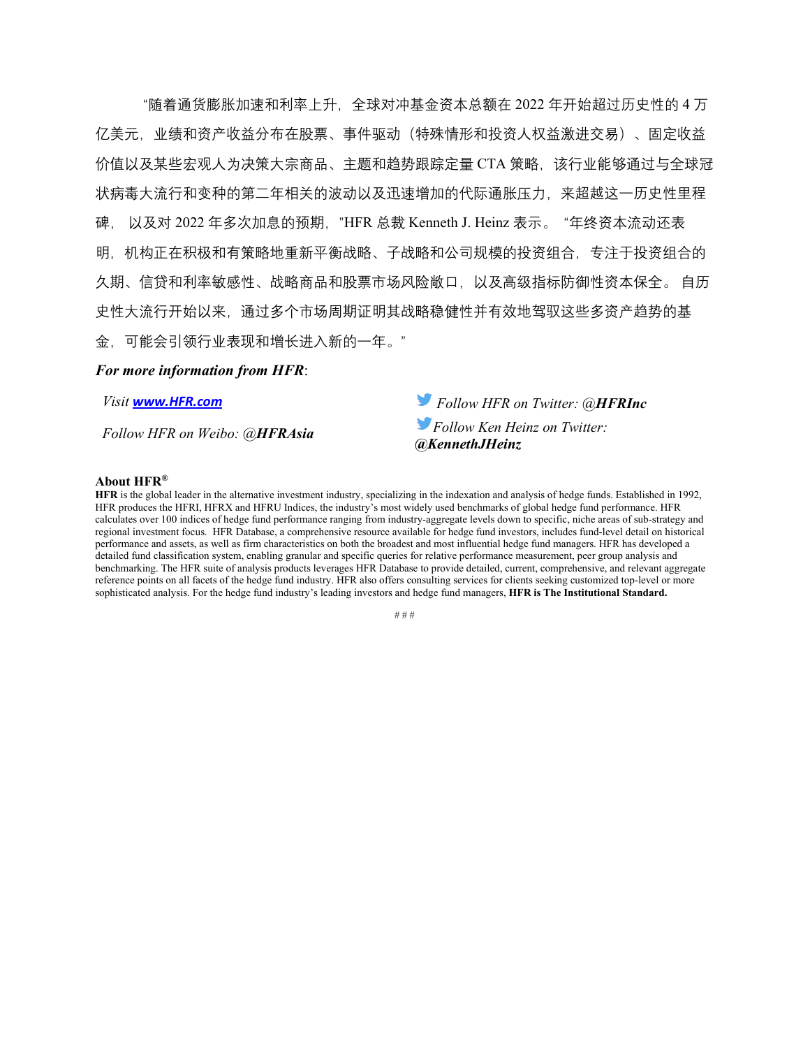“随着通货膨胀加速和利率上升，全球对冲基金资本总额在 2022 年开始超过历史性的 4 万亿美元，业绩和资产收益分布在股票、事件驱动（特殊情形和投资人权益激进交易）、固定收益价值以及某些宏观人为决策大宗商品、主题和趋势跟踪定量 CTA 策略，该行业能够通过与全球冠状病毒大流行和变种的第二年相关的波动以及迅速增加的代际通胀压力，来超越这一历史性里程碑， 以及对 2022 年多次加息的预期，"HFR 总裁 Kenneth J. Heinz 表示。 “年终资本流动还表明，机构正在积极和有策略地重新平衡战略、子战略和公司规模的投资组合，专注于投资组合的久期、信贷和利率敏感性、战略商品和股票市场风险敞口，以及高级指标防御性资本保全。 自历史性大流行开始以来，通过多个市场周期证明其战略稳健性并有效地驾驭这些多资产趋势的基金，可能会引领行业表现和增长进入新的一年。”

***For more information from HFR*:**

*Visit* [***www.HFR.com***](http://www.HFR.com)

*Follow HFR on Weibo: @**HFRAsia***

*Follow HFR on Twitter: @**HFRInc***

*Follow Ken Heinz on Twitter:* ***@KennethJHeinz***

**About HFR®**

**HFR** is the global leader in the alternative investment industry, specializing in the indexation and analysis of hedge funds. Established in 1992, HFR produces the HFRI, HFRX and HFRU Indices, the industry's most widely used benchmarks of global hedge fund performance. HFR calculates over 100 indices of hedge fund performance ranging from industry-aggregate levels down to specific, niche areas of sub-strategy and regional investment focus. HFR Database, a comprehensive resource available for hedge fund investors, includes fund-level detail on historical performance and assets, as well as firm characteristics on both the broadest and most influential hedge fund managers. HFR has developed a detailed fund classification system, enabling granular and specific queries for relative performance measurement, peer group analysis and benchmarking. The HFR suite of analysis products leverages HFR Database to provide detailed, current, comprehensive, and relevant aggregate reference points on all facets of the hedge fund industry. HFR also offers consulting services for clients seeking customized top-level or more sophisticated analysis. For the hedge fund industry's leading investors and hedge fund managers, **HFR is The Institutional Standard.**

# # #